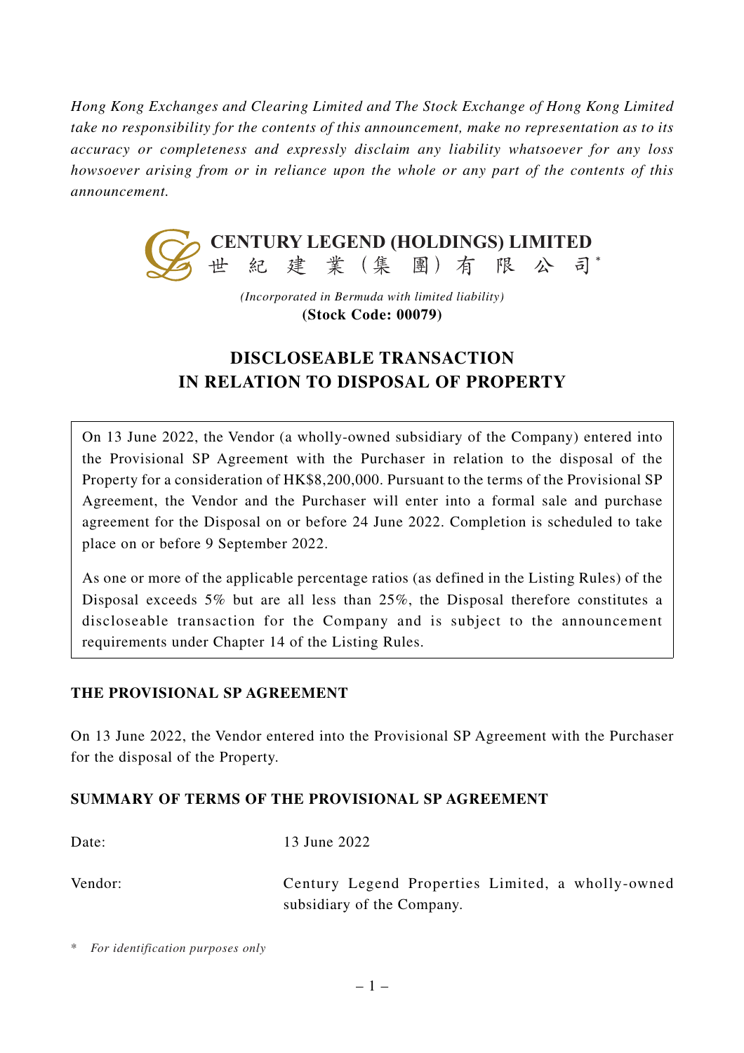*Hong Kong Exchanges and Clearing Limited and The Stock Exchange of Hong Kong Limited take no responsibility for the contents of this announcement, make no representation as to its accuracy or completeness and expressly disclaim any liability whatsoever for any loss howsoever arising from or in reliance upon the whole or any part of the contents of this announcement.*

**CENTURY LEGEND (HOLDINGS) LIMITED**
**世紀建業（集團）有限公司***

*(Incorporated in Bermuda with limited liability)*
**(Stock Code: 00079)**

# DISCLOSEABLE TRANSACTION IN RELATION TO DISPOSAL OF PROPERTY

On 13 June 2022, the Vendor (a wholly-owned subsidiary of the Company) entered into the Provisional SP Agreement with the Purchaser in relation to the disposal of the Property for a consideration of HK$8,200,000. Pursuant to the terms of the Provisional SP Agreement, the Vendor and the Purchaser will enter into a formal sale and purchase agreement for the Disposal on or before 24 June 2022. Completion is scheduled to take place on or before 9 September 2022.

As one or more of the applicable percentage ratios (as defined in the Listing Rules) of the Disposal exceeds 5% but are all less than 25%, the Disposal therefore constitutes a discloseable transaction for the Company and is subject to the announcement requirements under Chapter 14 of the Listing Rules.

## THE PROVISIONAL SP AGREEMENT

On 13 June 2022, the Vendor entered into the Provisional SP Agreement with the Purchaser for the disposal of the Property.

## SUMMARY OF TERMS OF THE PROVISIONAL SP AGREEMENT

Date: 13 June 2022

Vendor: Century Legend Properties Limited, a wholly-owned subsidiary of the Company.

\* *For identification purposes only*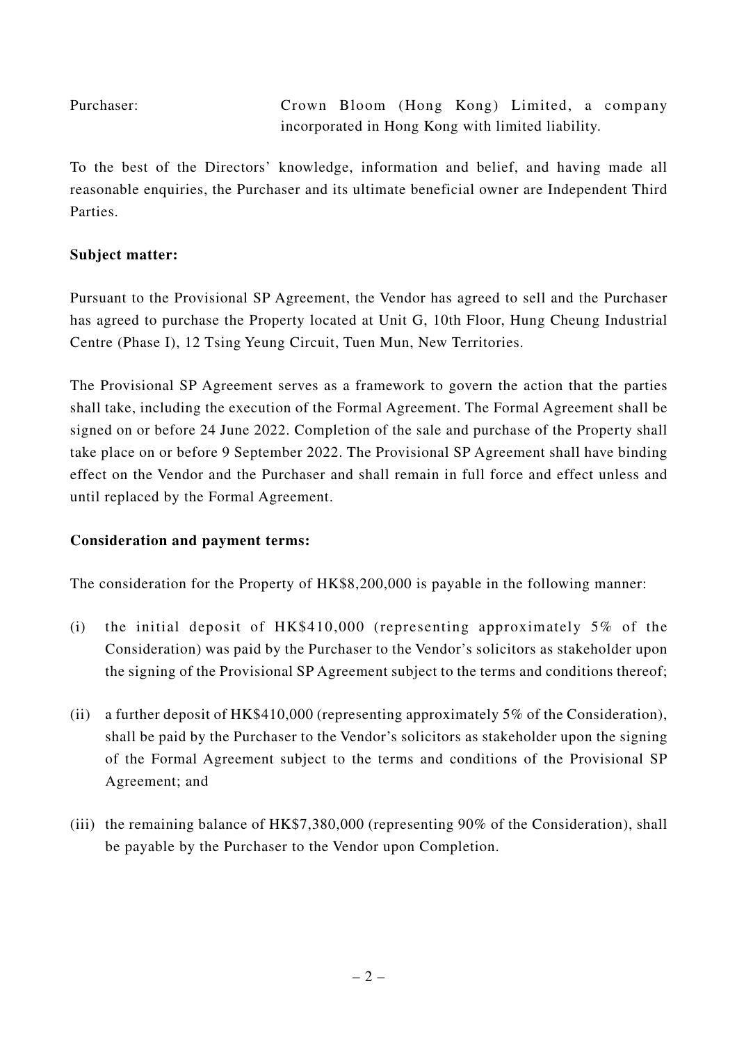Purchaser: Crown Bloom (Hong Kong) Limited, a company incorporated in Hong Kong with limited liability.

To the best of the Directors' knowledge, information and belief, and having made all reasonable enquiries, the Purchaser and its ultimate beneficial owner are Independent Third Parties.

**Subject matter:**

Pursuant to the Provisional SP Agreement, the Vendor has agreed to sell and the Purchaser has agreed to purchase the Property located at Unit G, 10th Floor, Hung Cheung Industrial Centre (Phase I), 12 Tsing Yeung Circuit, Tuen Mun, New Territories.

The Provisional SP Agreement serves as a framework to govern the action that the parties shall take, including the execution of the Formal Agreement. The Formal Agreement shall be signed on or before 24 June 2022. Completion of the sale and purchase of the Property shall take place on or before 9 September 2022. The Provisional SP Agreement shall have binding effect on the Vendor and the Purchaser and shall remain in full force and effect unless and until replaced by the Formal Agreement.

**Consideration and payment terms:**

The consideration for the Property of HK$8,200,000 is payable in the following manner:

(i) the initial deposit of HK$410,000 (representing approximately 5% of the Consideration) was paid by the Purchaser to the Vendor's solicitors as stakeholder upon the signing of the Provisional SP Agreement subject to the terms and conditions thereof;

(ii) a further deposit of HK$410,000 (representing approximately 5% of the Consideration), shall be paid by the Purchaser to the Vendor's solicitors as stakeholder upon the signing of the Formal Agreement subject to the terms and conditions of the Provisional SP Agreement; and

(iii) the remaining balance of HK$7,380,000 (representing 90% of the Consideration), shall be payable by the Purchaser to the Vendor upon Completion.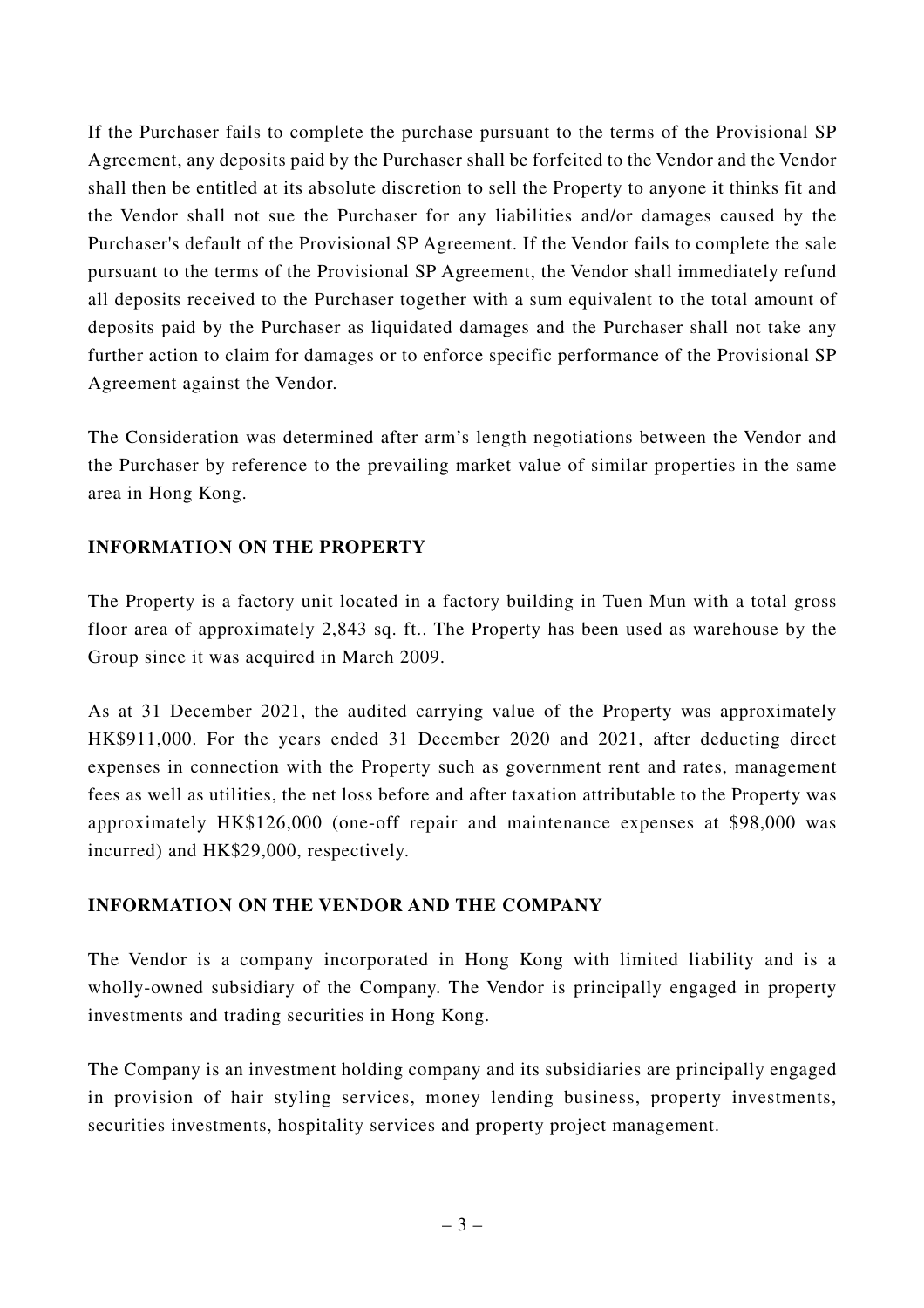If the Purchaser fails to complete the purchase pursuant to the terms of the Provisional SP Agreement, any deposits paid by the Purchaser shall be forfeited to the Vendor and the Vendor shall then be entitled at its absolute discretion to sell the Property to anyone it thinks fit and the Vendor shall not sue the Purchaser for any liabilities and/or damages caused by the Purchaser's default of the Provisional SP Agreement. If the Vendor fails to complete the sale pursuant to the terms of the Provisional SP Agreement, the Vendor shall immediately refund all deposits received to the Purchaser together with a sum equivalent to the total amount of deposits paid by the Purchaser as liquidated damages and the Purchaser shall not take any further action to claim for damages or to enforce specific performance of the Provisional SP Agreement against the Vendor.

The Consideration was determined after arm's length negotiations between the Vendor and the Purchaser by reference to the prevailing market value of similar properties in the same area in Hong Kong.

## INFORMATION ON THE PROPERTY

The Property is a factory unit located in a factory building in Tuen Mun with a total gross floor area of approximately 2,843 sq. ft.. The Property has been used as warehouse by the Group since it was acquired in March 2009.

As at 31 December 2021, the audited carrying value of the Property was approximately HK$911,000. For the years ended 31 December 2020 and 2021, after deducting direct expenses in connection with the Property such as government rent and rates, management fees as well as utilities, the net loss before and after taxation attributable to the Property was approximately HK$126,000 (one-off repair and maintenance expenses at $98,000 was incurred) and HK$29,000, respectively.

## INFORMATION ON THE VENDOR AND THE COMPANY

The Vendor is a company incorporated in Hong Kong with limited liability and is a wholly-owned subsidiary of the Company. The Vendor is principally engaged in property investments and trading securities in Hong Kong.

The Company is an investment holding company and its subsidiaries are principally engaged in provision of hair styling services, money lending business, property investments, securities investments, hospitality services and property project management.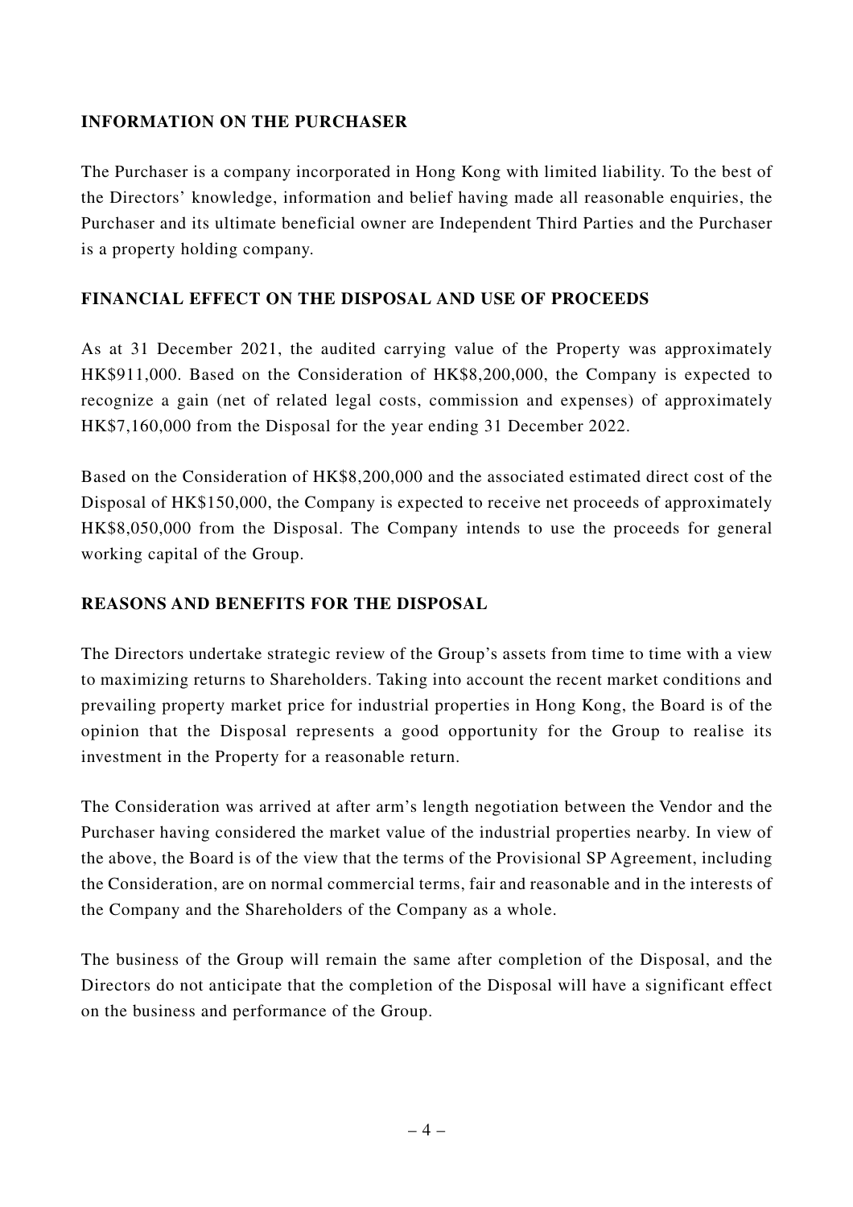## INFORMATION ON THE PURCHASER

The Purchaser is a company incorporated in Hong Kong with limited liability. To the best of the Directors' knowledge, information and belief having made all reasonable enquiries, the Purchaser and its ultimate beneficial owner are Independent Third Parties and the Purchaser is a property holding company.

## FINANCIAL EFFECT ON THE DISPOSAL AND USE OF PROCEEDS

As at 31 December 2021, the audited carrying value of the Property was approximately HK$911,000. Based on the Consideration of HK$8,200,000, the Company is expected to recognize a gain (net of related legal costs, commission and expenses) of approximately HK$7,160,000 from the Disposal for the year ending 31 December 2022.

Based on the Consideration of HK$8,200,000 and the associated estimated direct cost of the Disposal of HK$150,000, the Company is expected to receive net proceeds of approximately HK$8,050,000 from the Disposal. The Company intends to use the proceeds for general working capital of the Group.

## REASONS AND BENEFITS FOR THE DISPOSAL

The Directors undertake strategic review of the Group's assets from time to time with a view to maximizing returns to Shareholders. Taking into account the recent market conditions and prevailing property market price for industrial properties in Hong Kong, the Board is of the opinion that the Disposal represents a good opportunity for the Group to realise its investment in the Property for a reasonable return.

The Consideration was arrived at after arm's length negotiation between the Vendor and the Purchaser having considered the market value of the industrial properties nearby. In view of the above, the Board is of the view that the terms of the Provisional SP Agreement, including the Consideration, are on normal commercial terms, fair and reasonable and in the interests of the Company and the Shareholders of the Company as a whole.

The business of the Group will remain the same after completion of the Disposal, and the Directors do not anticipate that the completion of the Disposal will have a significant effect on the business and performance of the Group.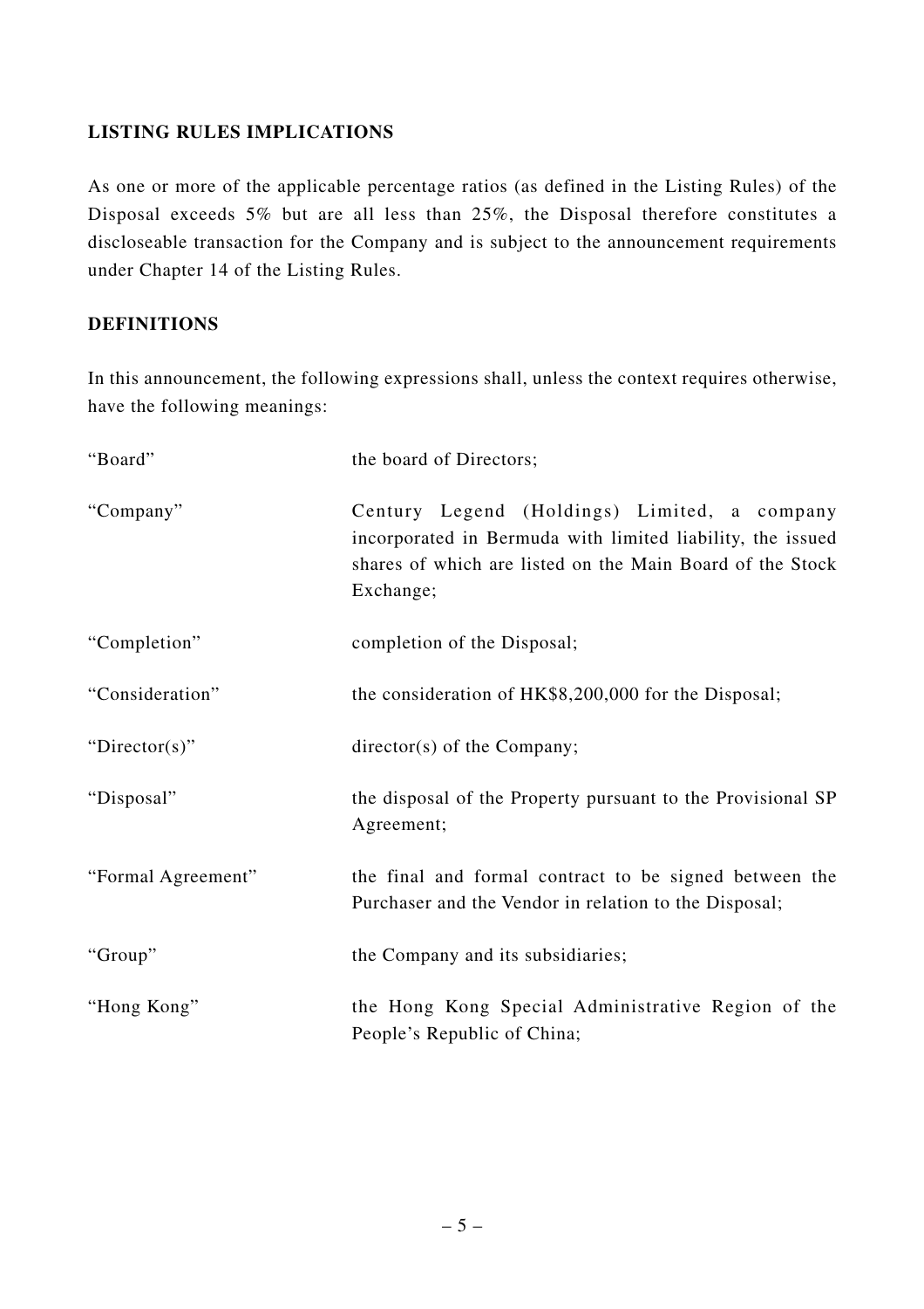## LISTING RULES IMPLICATIONS

As one or more of the applicable percentage ratios (as defined in the Listing Rules) of the Disposal exceeds 5% but are all less than 25%, the Disposal therefore constitutes a discloseable transaction for the Company and is subject to the announcement requirements under Chapter 14 of the Listing Rules.

## DEFINITIONS

In this announcement, the following expressions shall, unless the context requires otherwise, have the following meanings:

| | |
|---|---|
| "Board" | the board of Directors; |
| "Company" | Century Legend (Holdings) Limited, a company incorporated in Bermuda with limited liability, the issued shares of which are listed on the Main Board of the Stock Exchange; |
| "Completion" | completion of the Disposal; |
| "Consideration" | the consideration of HK$8,200,000 for the Disposal; |
| "Director(s)" | director(s) of the Company; |
| "Disposal" | the disposal of the Property pursuant to the Provisional SP Agreement; |
| "Formal Agreement" | the final and formal contract to be signed between the Purchaser and the Vendor in relation to the Disposal; |
| "Group" | the Company and its subsidiaries; |
| "Hong Kong" | the Hong Kong Special Administrative Region of the People's Republic of China; |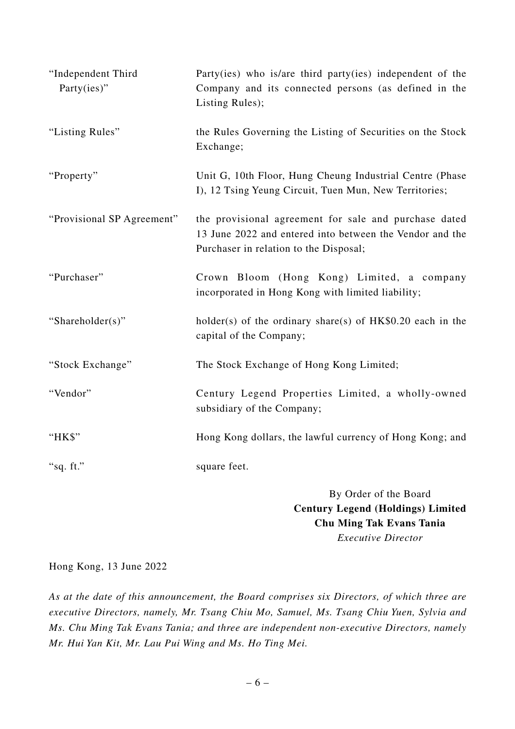| | |
|---|---|
| "Independent Third Party(ies)" | Party(ies) who is/are third party(ies) independent of the Company and its connected persons (as defined in the Listing Rules); |
| "Listing Rules" | the Rules Governing the Listing of Securities on the Stock Exchange; |
| "Property" | Unit G, 10th Floor, Hung Cheung Industrial Centre (Phase I), 12 Tsing Yeung Circuit, Tuen Mun, New Territories; |
| "Provisional SP Agreement" | the provisional agreement for sale and purchase dated 13 June 2022 and entered into between the Vendor and the Purchaser in relation to the Disposal; |
| "Purchaser" | Crown Bloom (Hong Kong) Limited, a company incorporated in Hong Kong with limited liability; |
| "Shareholder(s)" | holder(s) of the ordinary share(s) of HK$0.20 each in the capital of the Company; |
| "Stock Exchange" | The Stock Exchange of Hong Kong Limited; |
| "Vendor" | Century Legend Properties Limited, a wholly-owned subsidiary of the Company; |
| "HK$" | Hong Kong dollars, the lawful currency of Hong Kong; and |
| "sq. ft." | square feet. |

By Order of the Board
**Century Legend (Holdings) Limited**
**Chu Ming Tak Evans Tania**
*Executive Director*

Hong Kong, 13 June 2022

*As at the date of this announcement, the Board comprises six Directors, of which three are executive Directors, namely, Mr. Tsang Chiu Mo, Samuel, Ms. Tsang Chiu Yuen, Sylvia and Ms. Chu Ming Tak Evans Tania; and three are independent non-executive Directors, namely Mr. Hui Yan Kit, Mr. Lau Pui Wing and Ms. Ho Ting Mei.*